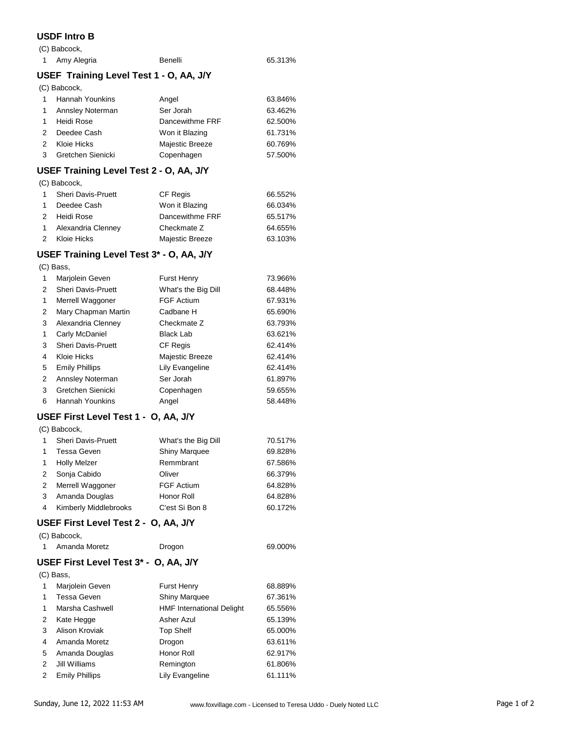## USDF Intro B

(C) Babcock,

| | | | |
|---|---|---|---|
| 1 | Amy Alegria | Benelli | 65.313% |

## USEF Training Level Test 1 - O, AA, J/Y

(C) Babcock,

| | | | |
|---|---|---|---|
| 1 | Hannah Younkins | Angel | 63.846% |
| 1 | Annsley Noterman | Ser Jorah | 63.462% |
| 1 | Heidi Rose | Dancewithme FRF | 62.500% |
| 2 | Deedee Cash | Won it Blazing | 61.731% |
| 2 | Kloie Hicks | Majestic Breeze | 60.769% |
| 3 | Gretchen Sienicki | Copenhagen | 57.500% |

## USEF Training Level Test 2 - O, AA, J/Y

(C) Babcock,

| | | | |
|---|---|---|---|
| 1 | Sheri Davis-Pruett | CF Regis | 66.552% |
| 1 | Deedee Cash | Won it Blazing | 66.034% |
| 2 | Heidi Rose | Dancewithme FRF | 65.517% |
| 1 | Alexandria Clenney | Checkmate Z | 64.655% |
| 2 | Kloie Hicks | Majestic Breeze | 63.103% |

## USEF Training Level Test 3* - O, AA, J/Y

(C) Bass,

| | | | |
|---|---|---|---|
| 1 | Marjolein Geven | Furst Henry | 73.966% |
| 2 | Sheri Davis-Pruett | What's the Big Dill | 68.448% |
| 1 | Merrell Waggoner | FGF Actium | 67.931% |
| 2 | Mary Chapman Martin | Cadbane H | 65.690% |
| 3 | Alexandria Clenney | Checkmate Z | 63.793% |
| 1 | Carly McDaniel | Black Lab | 63.621% |
| 3 | Sheri Davis-Pruett | CF Regis | 62.414% |
| 4 | Kloie Hicks | Majestic Breeze | 62.414% |
| 5 | Emily Phillips | Lily Evangeline | 62.414% |
| 2 | Annsley Noterman | Ser Jorah | 61.897% |
| 3 | Gretchen Sienicki | Copenhagen | 59.655% |
| 6 | Hannah Younkins | Angel | 58.448% |

## USEF First Level Test 1 - O, AA, J/Y

(C) Babcock,

| | | | |
|---|---|---|---|
| 1 | Sheri Davis-Pruett | What's the Big Dill | 70.517% |
| 1 | Tessa Geven | Shiny Marquee | 69.828% |
| 1 | Holly Melzer | Remmbrant | 67.586% |
| 2 | Sonja Cabido | Oliver | 66.379% |
| 2 | Merrell Waggoner | FGF Actium | 64.828% |
| 3 | Amanda Douglas | Honor Roll | 64.828% |
| 4 | Kimberly Middlebrooks | C'est Si Bon 8 | 60.172% |

## USEF First Level Test 2 - O, AA, J/Y

(C) Babcock,

| | | | |
|---|---|---|---|
| 1 | Amanda Moretz | Drogon | 69.000% |

## USEF First Level Test 3* - O, AA, J/Y

(C) Bass,

| | | | |
|---|---|---|---|
| 1 | Marjolein Geven | Furst Henry | 68.889% |
| 1 | Tessa Geven | Shiny Marquee | 67.361% |
| 1 | Marsha Cashwell | HMF International Delight | 65.556% |
| 2 | Kate Hegge | Asher Azul | 65.139% |
| 3 | Alison Kroviak | Top Shelf | 65.000% |
| 4 | Amanda Moretz | Drogon | 63.611% |
| 5 | Amanda Douglas | Honor Roll | 62.917% |
| 2 | Jill Williams | Remington | 61.806% |
| 2 | Emily Phillips | Lily Evangeline | 61.111% |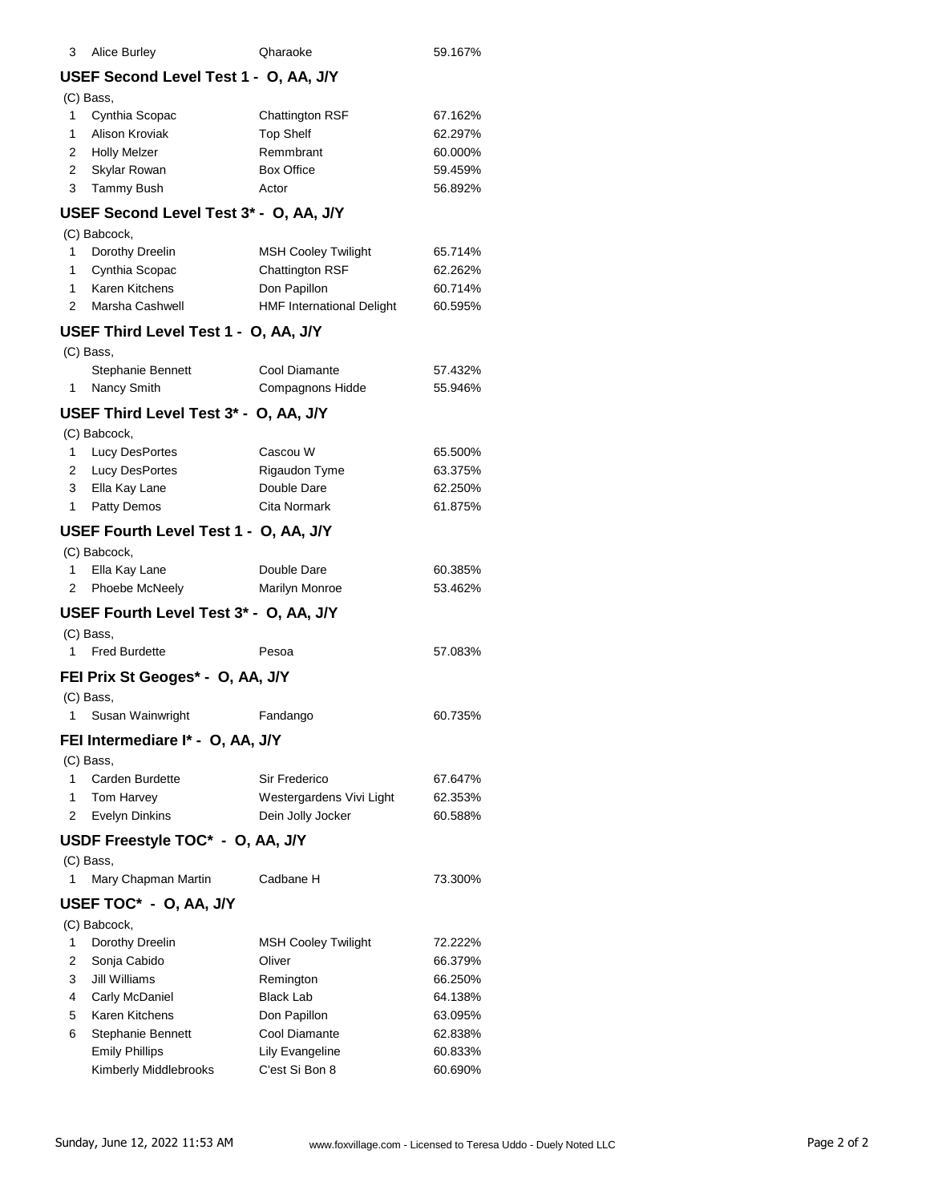| | | | |
|---|---|---|---|
| 3 | Alice Burley | Qharaoke | 59.167% |

### USEF Second Level Test 1 - O, AA, J/Y

(C) Bass,

| | | | |
|---|---|---|---|
| 1 | Cynthia Scopac | Chattington RSF | 67.162% |
| 1 | Alison Kroviak | Top Shelf | 62.297% |
| 2 | Holly Melzer | Remmbrant | 60.000% |
| 2 | Skylar Rowan | Box Office | 59.459% |
| 3 | Tammy Bush | Actor | 56.892% |

### USEF Second Level Test 3* - O, AA, J/Y

(C) Babcock,

| | | | |
|---|---|---|---|
| 1 | Dorothy Dreelin | MSH Cooley Twilight | 65.714% |
| 1 | Cynthia Scopac | Chattington RSF | 62.262% |
| 1 | Karen Kitchens | Don Papillon | 60.714% |
| 2 | Marsha Cashwell | HMF International Delight | 60.595% |

### USEF Third Level Test 1 - O, AA, J/Y

(C) Bass,

| | | | |
|---|---|---|---|
| | Stephanie Bennett | Cool Diamante | 57.432% |
| 1 | Nancy Smith | Compagnons Hidde | 55.946% |

### USEF Third Level Test 3* - O, AA, J/Y

(C) Babcock,

| | | | |
|---|---|---|---|
| 1 | Lucy DesPortes | Cascou W | 65.500% |
| 2 | Lucy DesPortes | Rigaudon Tyme | 63.375% |
| 3 | Ella Kay Lane | Double Dare | 62.250% |
| 1 | Patty Demos | Cita Normark | 61.875% |

### USEF Fourth Level Test 1 - O, AA, J/Y

(C) Babcock,

| | | | |
|---|---|---|---|
| 1 | Ella Kay Lane | Double Dare | 60.385% |
| 2 | Phoebe McNeely | Marilyn Monroe | 53.462% |

### USEF Fourth Level Test 3* - O, AA, J/Y

(C) Bass,

| | | | |
|---|---|---|---|
| 1 | Fred Burdette | Pesoa | 57.083% |

### FEI Prix St Geoges* - O, AA, J/Y

(C) Bass,

| | | | |
|---|---|---|---|
| 1 | Susan Wainwright | Fandango | 60.735% |

### FEI Intermediare I* - O, AA, J/Y

(C) Bass,

| | | | |
|---|---|---|---|
| 1 | Carden Burdette | Sir Frederico | 67.647% |
| 1 | Tom Harvey | Westergardens Vivi Light | 62.353% |
| 2 | Evelyn Dinkins | Dein Jolly Jocker | 60.588% |

### USDF Freestyle TOC* - O, AA, J/Y

(C) Bass,

| | | | |
|---|---|---|---|
| 1 | Mary Chapman Martin | Cadbane H | 73.300% |

### USEF TOC* - O, AA, J/Y

(C) Babcock,

| | | | |
|---|---|---|---|
| 1 | Dorothy Dreelin | MSH Cooley Twilight | 72.222% |
| 2 | Sonja Cabido | Oliver | 66.379% |
| 3 | Jill Williams | Remington | 66.250% |
| 4 | Carly McDaniel | Black Lab | 64.138% |
| 5 | Karen Kitchens | Don Papillon | 63.095% |
| 6 | Stephanie Bennett | Cool Diamante | 62.838% |
| | Emily Phillips | Lily Evangeline | 60.833% |
| | Kimberly Middlebrooks | C'est Si Bon 8 | 60.690% |

Sunday, June 12, 2022 11:53 AM www.foxvillage.com - Licensed to Teresa Uddo - Duely Noted LLC